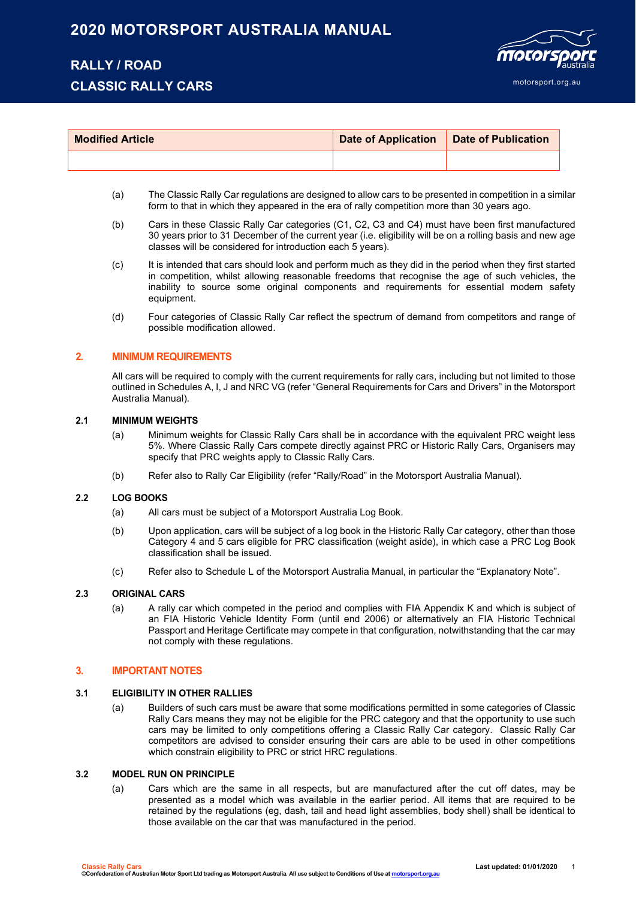# 2020 MOTORSPORT AUSTRALIA MANUAL

## RALLY / ROAD

## CLASSIC RALLY CARS

| Modified Article | Date of Application | Date of Publication |
| --- | --- | --- |
| | | |

(a) The Classic Rally Car regulations are designed to allow cars to be presented in competition in a similar form to that in which they appeared in the era of rally competition more than 30 years ago.

(b) Cars in these Classic Rally Car categories (C1, C2, C3 and C4) must have been first manufactured 30 years prior to 31 December of the current year (i.e. eligibility will be on a rolling basis and new age classes will be considered for introduction each 5 years).

(c) It is intended that cars should look and perform much as they did in the period when they first started in competition, whilst allowing reasonable freedoms that recognise the age of such vehicles, the inability to source some original components and requirements for essential modern safety equipment.

(d) Four categories of Classic Rally Car reflect the spectrum of demand from competitors and range of possible modification allowed.

## 2. MINIMUM REQUIREMENTS

All cars will be required to comply with the current requirements for rally cars, including but not limited to those outlined in Schedules A, I, J and NRC VG (refer "General Requirements for Cars and Drivers" in the Motorsport Australia Manual).

### 2.1 MINIMUM WEIGHTS

(a) Minimum weights for Classic Rally Cars shall be in accordance with the equivalent PRC weight less 5%. Where Classic Rally Cars compete directly against PRC or Historic Rally Cars, Organisers may specify that PRC weights apply to Classic Rally Cars.

(b) Refer also to Rally Car Eligibility (refer "Rally/Road" in the Motorsport Australia Manual).

### 2.2 LOG BOOKS

(a) All cars must be subject of a Motorsport Australia Log Book.

(b) Upon application, cars will be subject of a log book in the Historic Rally Car category, other than those Category 4 and 5 cars eligible for PRC classification (weight aside), in which case a PRC Log Book classification shall be issued.

(c) Refer also to Schedule L of the Motorsport Australia Manual, in particular the "Explanatory Note".

### 2.3 ORIGINAL CARS

(a) A rally car which competed in the period and complies with FIA Appendix K and which is subject of an FIA Historic Vehicle Identity Form (until end 2006) or alternatively an FIA Historic Technical Passport and Heritage Certificate may compete in that configuration, notwithstanding that the car may not comply with these regulations.

## 3. IMPORTANT NOTES

### 3.1 ELIGIBILITY IN OTHER RALLIES

(a) Builders of such cars must be aware that some modifications permitted in some categories of Classic Rally Cars means they may not be eligible for the PRC category and that the opportunity to use such cars may be limited to only competitions offering a Classic Rally Car category. Classic Rally Car competitors are advised to consider ensuring their cars are able to be used in other competitions which constrain eligibility to PRC or strict HRC regulations.

### 3.2 MODEL RUN ON PRINCIPLE

(a) Cars which are the same in all respects, but are manufactured after the cut off dates, may be presented as a model which was available in the earlier period. All items that are required to be retained by the regulations (eg, dash, tail and head light assemblies, body shell) shall be identical to those available on the car that was manufactured in the period.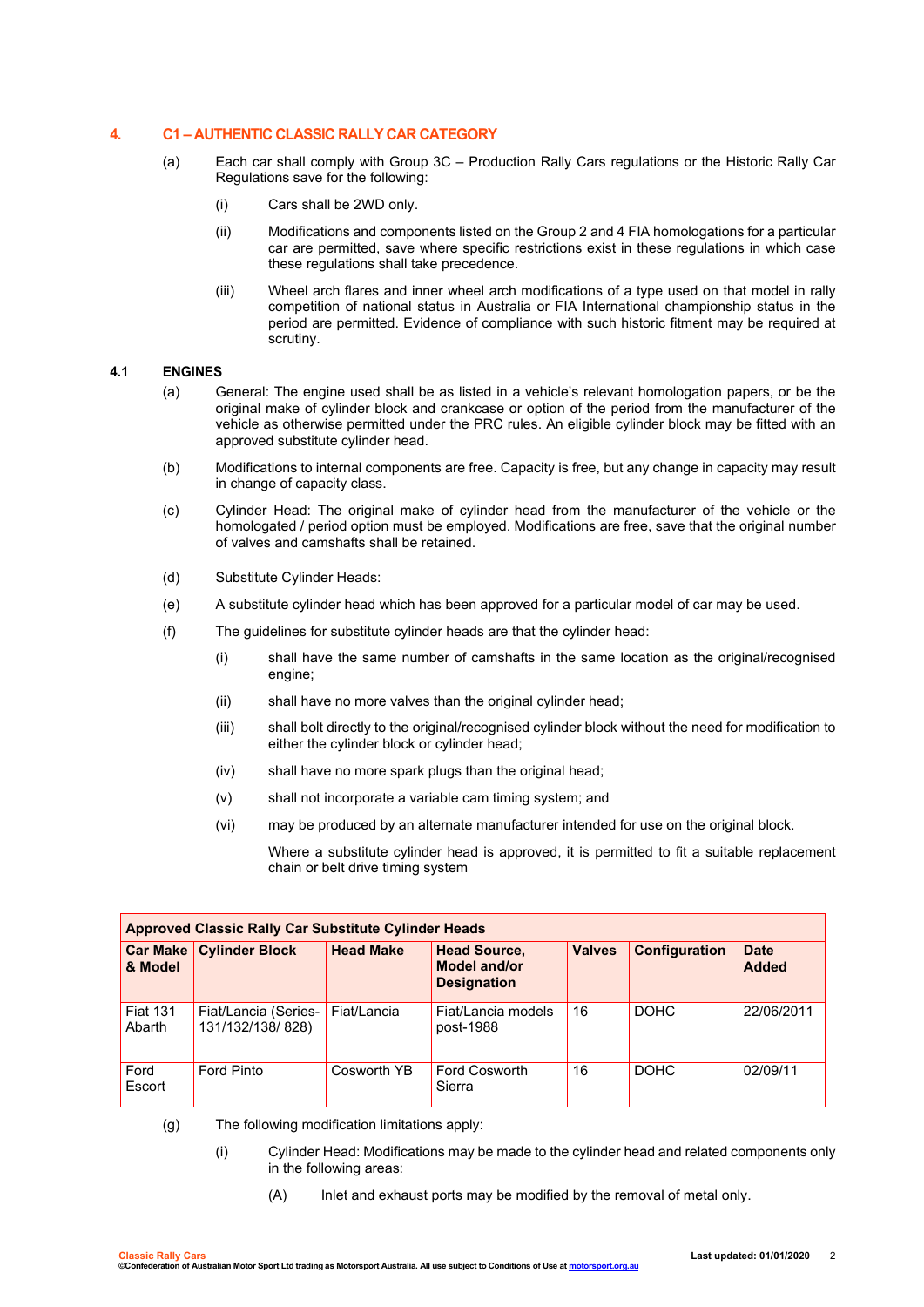## 4. C1 – AUTHENTIC CLASSIC RALLY CAR CATEGORY

(a) Each car shall comply with Group 3C – Production Rally Cars regulations or the Historic Rally Car Regulations save for the following:

(i) Cars shall be 2WD only.

(ii) Modifications and components listed on the Group 2 and 4 FIA homologations for a particular car are permitted, save where specific restrictions exist in these regulations in which case these regulations shall take precedence.

(iii) Wheel arch flares and inner wheel arch modifications of a type used on that model in rally competition of national status in Australia or FIA International championship status in the period are permitted. Evidence of compliance with such historic fitment may be required at scrutiny.

### 4.1 ENGINES

(a) General: The engine used shall be as listed in a vehicle's relevant homologation papers, or be the original make of cylinder block and crankcase or option of the period from the manufacturer of the vehicle as otherwise permitted under the PRC rules. An eligible cylinder block may be fitted with an approved substitute cylinder head.

(b) Modifications to internal components are free. Capacity is free, but any change in capacity may result in change of capacity class.

(c) Cylinder Head: The original make of cylinder head from the manufacturer of the vehicle or the homologated / period option must be employed. Modifications are free, save that the original number of valves and camshafts shall be retained.

(d) Substitute Cylinder Heads:

(e) A substitute cylinder head which has been approved for a particular model of car may be used.

(f) The guidelines for substitute cylinder heads are that the cylinder head:

(i) shall have the same number of camshafts in the same location as the original/recognised engine;

(ii) shall have no more valves than the original cylinder head;

(iii) shall bolt directly to the original/recognised cylinder block without the need for modification to either the cylinder block or cylinder head;

(iv) shall have no more spark plugs than the original head;

(v) shall not incorporate a variable cam timing system; and

(vi) may be produced by an alternate manufacturer intended for use on the original block.

Where a substitute cylinder head is approved, it is permitted to fit a suitable replacement chain or belt drive timing system

**Approved Classic Rally Car Substitute Cylinder Heads**

| Car Make & Model | Cylinder Block | Head Make | Head Source, Model and/or Designation | Valves | Configuration | Date Added |
|---|---|---|---|---|---|---|
| Fiat 131 Abarth | Fiat/Lancia (Series-131/132/138/ 828) | Fiat/Lancia | Fiat/Lancia models post-1988 | 16 | DOHC | 22/06/2011 |
| Ford Escort | Ford Pinto | Cosworth YB | Ford Cosworth Sierra | 16 | DOHC | 02/09/11 |

(g) The following modification limitations apply:

(i) Cylinder Head: Modifications may be made to the cylinder head and related components only in the following areas:

(A) Inlet and exhaust ports may be modified by the removal of metal only.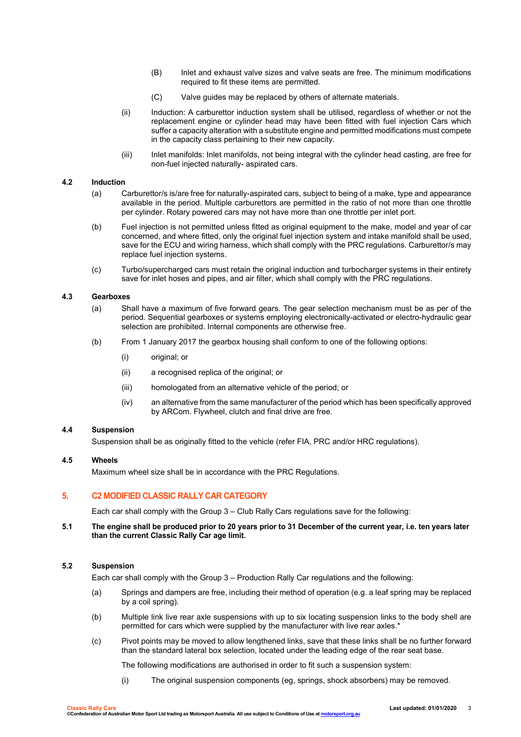(B) Inlet and exhaust valve sizes and valve seats are free. The minimum modifications required to fit these items are permitted.

(C) Valve guides may be replaced by others of alternate materials.

(ii) Induction: A carburettor induction system shall be utilised, regardless of whether or not the replacement engine or cylinder head may have been fitted with fuel injection Cars which suffer a capacity alteration with a substitute engine and permitted modifications must compete in the capacity class pertaining to their new capacity.

(iii) Inlet manifolds: Inlet manifolds, not being integral with the cylinder head casting, are free for non-fuel injected naturally- aspirated cars.

### 4.2 Induction

(a) Carburettor/s is/are free for naturally-aspirated cars, subject to being of a make, type and appearance available in the period. Multiple carburettors are permitted in the ratio of not more than one throttle per cylinder. Rotary powered cars may not have more than one throttle per inlet port.

(b) Fuel injection is not permitted unless fitted as original equipment to the make, model and year of car concerned, and where fitted, only the original fuel injection system and intake manifold shall be used, save for the ECU and wiring harness, which shall comply with the PRC regulations. Carburettor/s may replace fuel injection systems.

(c) Turbo/supercharged cars must retain the original induction and turbocharger systems in their entirety save for inlet hoses and pipes, and air filter, which shall comply with the PRC regulations.

### 4.3 Gearboxes

(a) Shall have a maximum of five forward gears. The gear selection mechanism must be as per of the period. Sequential gearboxes or systems employing electronically-activated or electro-hydraulic gear selection are prohibited. Internal components are otherwise free.

(b) From 1 January 2017 the gearbox housing shall conform to one of the following options:

(i) original; or

(ii) a recognised replica of the original; or

(iii) homologated from an alternative vehicle of the period; or

(iv) an alternative from the same manufacturer of the period which has been specifically approved by ARCom. Flywheel, clutch and final drive are free.

### 4.4 Suspension

Suspension shall be as originally fitted to the vehicle (refer FIA, PRC and/or HRC regulations).

### 4.5 Wheels

Maximum wheel size shall be in accordance with the PRC Regulations.

## 5. C2 MODIFIED CLASSIC RALLY CAR CATEGORY

Each car shall comply with the Group 3 – Club Rally Cars regulations save for the following:

**5.1 The engine shall be produced prior to 20 years prior to 31 December of the current year, i.e. ten years later than the current Classic Rally Car age limit.**

### 5.2 Suspension

Each car shall comply with the Group 3 – Production Rally Car regulations and the following:

(a) Springs and dampers are free, including their method of operation (e.g. a leaf spring may be replaced by a coil spring).

(b) Multiple link live rear axle suspensions with up to six locating suspension links to the body shell are permitted for cars which were supplied by the manufacturer with live rear axles.*

(c) Pivot points may be moved to allow lengthened links, save that these links shall be no further forward than the standard lateral box selection, located under the leading edge of the rear seat base.

The following modifications are authorised in order to fit such a suspension system:

(i) The original suspension components (eg, springs, shock absorbers) may be removed.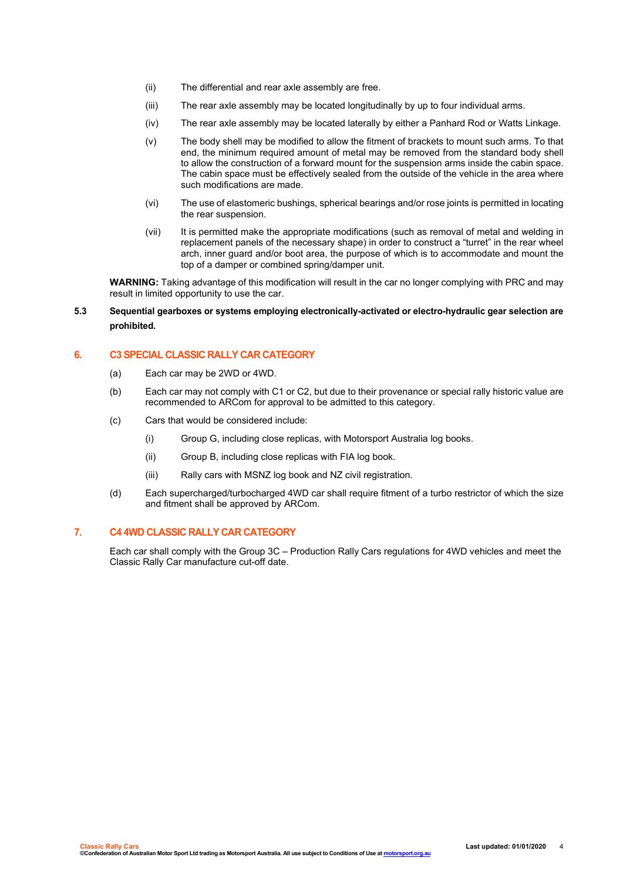(ii) The differential and rear axle assembly are free.

(iii) The rear axle assembly may be located longitudinally by up to four individual arms.

(iv) The rear axle assembly may be located laterally by either a Panhard Rod or Watts Linkage.

(v) The body shell may be modified to allow the fitment of brackets to mount such arms. To that end, the minimum required amount of metal may be removed from the standard body shell to allow the construction of a forward mount for the suspension arms inside the cabin space. The cabin space must be effectively sealed from the outside of the vehicle in the area where such modifications are made.

(vi) The use of elastomeric bushings, spherical bearings and/or rose joints is permitted in locating the rear suspension.

(vii) It is permitted make the appropriate modifications (such as removal of metal and welding in replacement panels of the necessary shape) in order to construct a "turret" in the rear wheel arch, inner guard and/or boot area, the purpose of which is to accommodate and mount the top of a damper or combined spring/damper unit.

**WARNING:** Taking advantage of this modification will result in the car no longer complying with PRC and may result in limited opportunity to use the car.

**5.3 Sequential gearboxes or systems employing electronically-activated or electro-hydraulic gear selection are prohibited.**

## 6. C3 SPECIAL CLASSIC RALLY CAR CATEGORY

(a) Each car may be 2WD or 4WD.

(b) Each car may not comply with C1 or C2, but due to their provenance or special rally historic value are recommended to ARCom for approval to be admitted to this category.

(c) Cars that would be considered include:

(i) Group G, including close replicas, with Motorsport Australia log books.

(ii) Group B, including close replicas with FIA log book.

(iii) Rally cars with MSNZ log book and NZ civil registration.

(d) Each supercharged/turbocharged 4WD car shall require fitment of a turbo restrictor of which the size and fitment shall be approved by ARCom.

## 7. C4 4WD CLASSIC RALLY CAR CATEGORY

Each car shall comply with the Group 3C – Production Rally Cars regulations for 4WD vehicles and meet the Classic Rally Car manufacture cut-off date.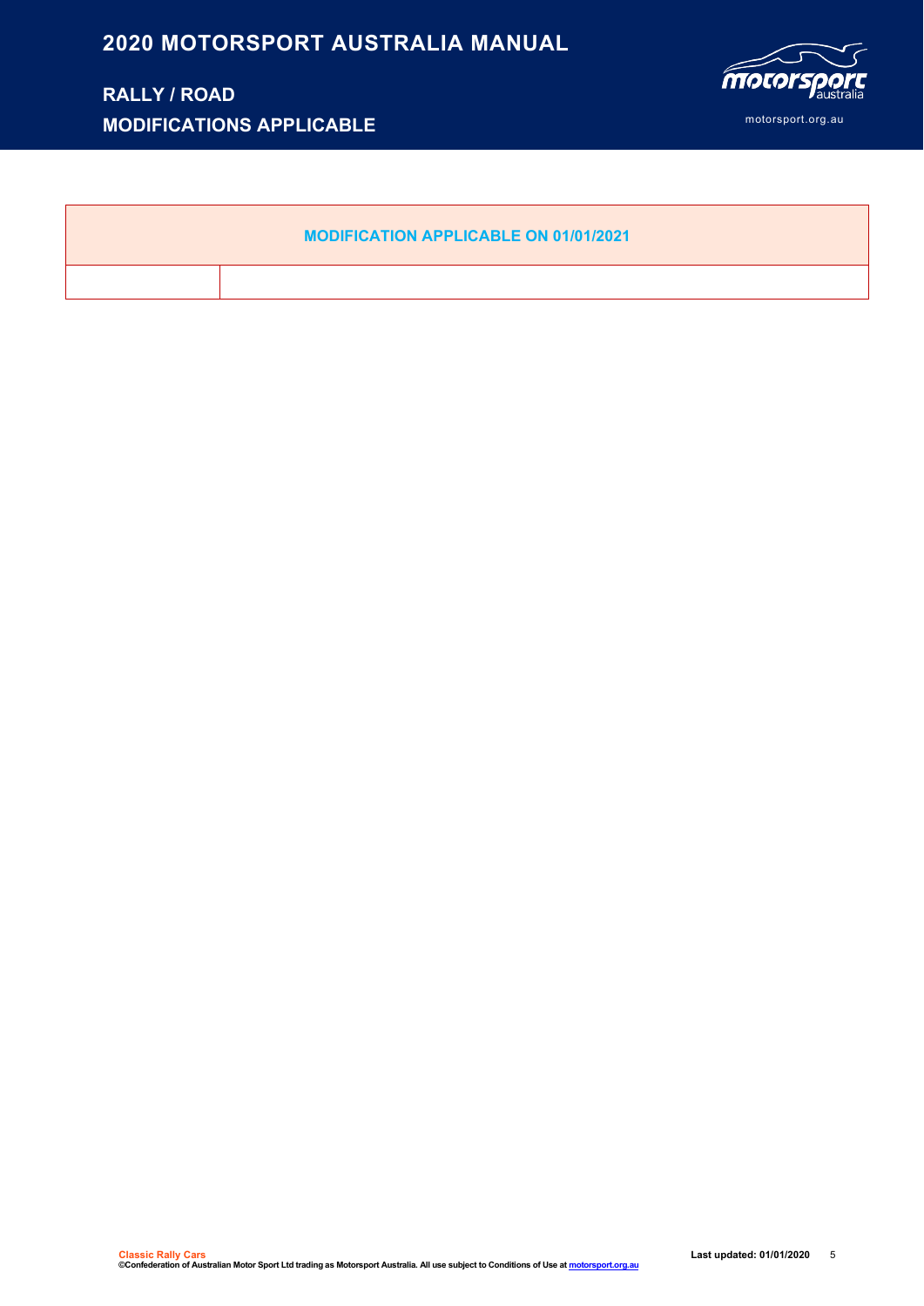| MODIFICATION APPLICABLE ON 01/01/2021 | |
|---|---|
| | |